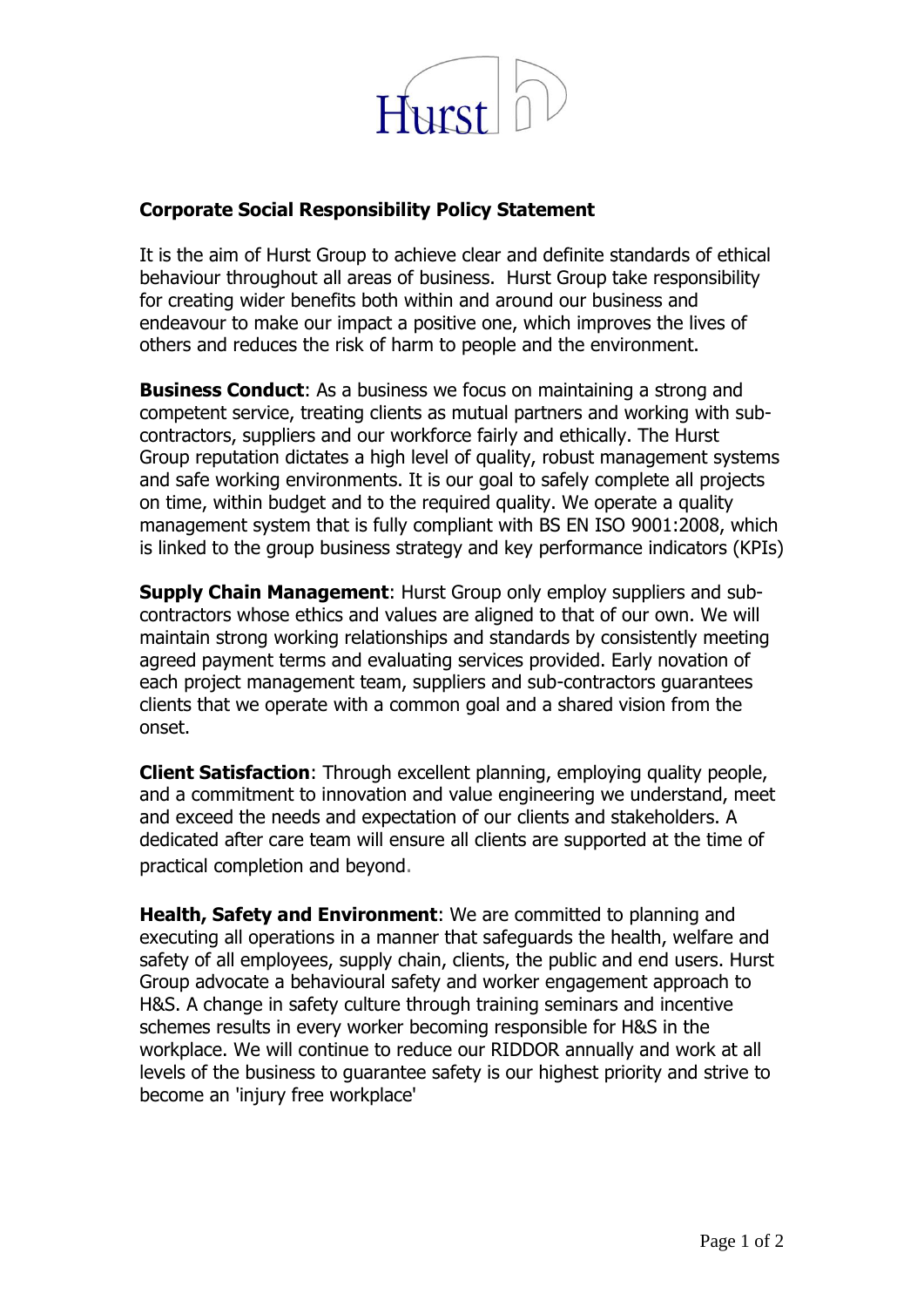Hurst

## Corporate Social Responsibility Policy Statement

It is the aim of Hurst Group to achieve clear and definite standards of ethical behaviour throughout all areas of business. Hurst Group take responsibility for creating wider benefits both within and around our business and endeavour to make our impact a positive one, which improves the lives of others and reduces the risk of harm to people and the environment.

**Business Conduct**: As a business we focus on maintaining a strong and competent service, treating clients as mutual partners and working with sub-contractors, suppliers and our workforce fairly and ethically. The Hurst Group reputation dictates a high level of quality, robust management systems and safe working environments. It is our goal to safely complete all projects on time, within budget and to the required quality. We operate a quality management system that is fully compliant with BS EN ISO 9001:2008, which is linked to the group business strategy and key performance indicators (KPIs)

**Supply Chain Management**: Hurst Group only employ suppliers and sub-contractors whose ethics and values are aligned to that of our own. We will maintain strong working relationships and standards by consistently meeting agreed payment terms and evaluating services provided. Early novation of each project management team, suppliers and sub-contractors guarantees clients that we operate with a common goal and a shared vision from the onset.

**Client Satisfaction**: Through excellent planning, employing quality people, and a commitment to innovation and value engineering we understand, meet and exceed the needs and expectation of our clients and stakeholders. A dedicated after care team will ensure all clients are supported at the time of practical completion and beyond.

**Health, Safety and Environment**: We are committed to planning and executing all operations in a manner that safeguards the health, welfare and safety of all employees, supply chain, clients, the public and end users. Hurst Group advocate a behavioural safety and worker engagement approach to H&S. A change in safety culture through training seminars and incentive schemes results in every worker becoming responsible for H&S in the workplace. We will continue to reduce our RIDDOR annually and work at all levels of the business to guarantee safety is our highest priority and strive to become an 'injury free workplace'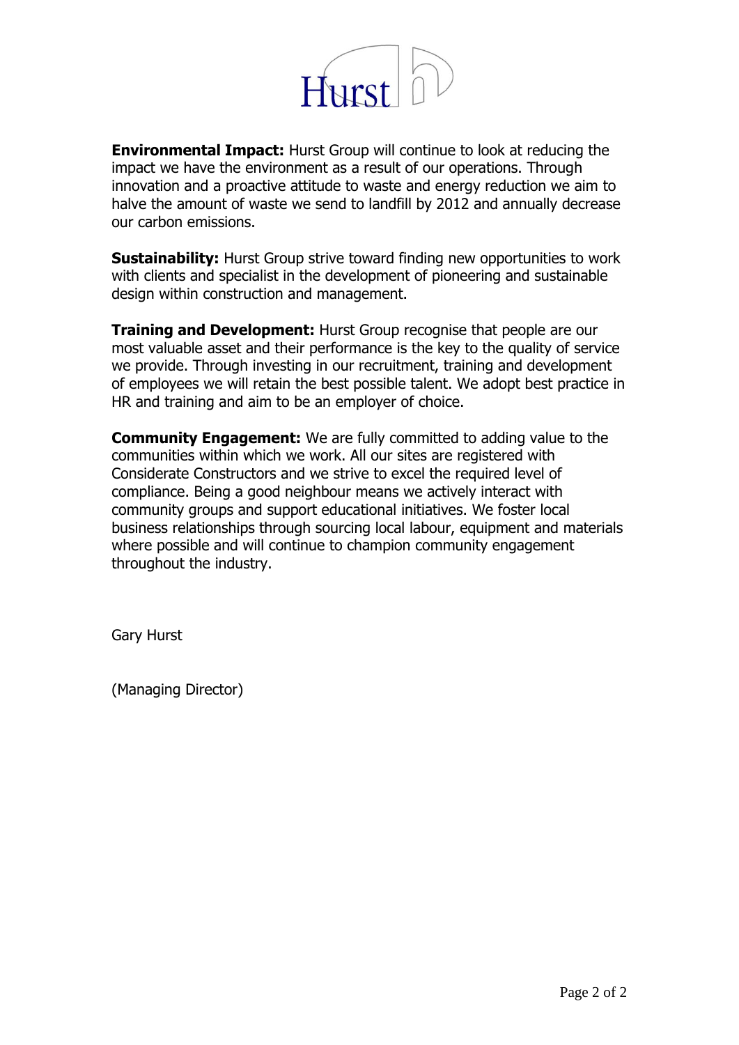Hurst

**Environmental Impact:** Hurst Group will continue to look at reducing the impact we have the environment as a result of our operations. Through innovation and a proactive attitude to waste and energy reduction we aim to halve the amount of waste we send to landfill by 2012 and annually decrease our carbon emissions.

**Sustainability:** Hurst Group strive toward finding new opportunities to work with clients and specialist in the development of pioneering and sustainable design within construction and management.

**Training and Development:** Hurst Group recognise that people are our most valuable asset and their performance is the key to the quality of service we provide. Through investing in our recruitment, training and development of employees we will retain the best possible talent. We adopt best practice in HR and training and aim to be an employer of choice.

**Community Engagement:** We are fully committed to adding value to the communities within which we work. All our sites are registered with Considerate Constructors and we strive to excel the required level of compliance. Being a good neighbour means we actively interact with community groups and support educational initiatives. We foster local business relationships through sourcing local labour, equipment and materials where possible and will continue to champion community engagement throughout the industry.

Gary Hurst

(Managing Director)